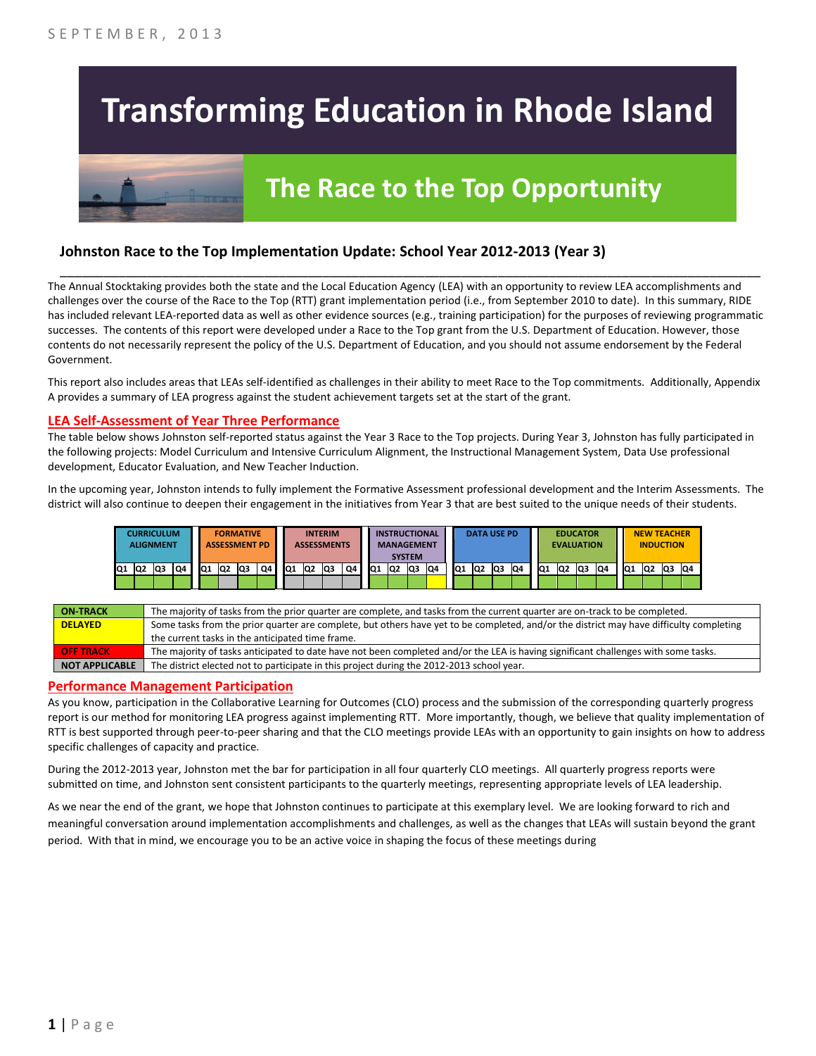SEPTEMBER, 2013

# Transforming Education in Rhode Island

## The Race to the Top Opportunity

### Johnston Race to the Top Implementation Update: School Year 2012-2013 (Year 3)

The Annual Stocktaking provides both the state and the Local Education Agency (LEA) with an opportunity to review LEA accomplishments and challenges over the course of the Race to the Top (RTT) grant implementation period (i.e., from September 2010 to date). In this summary, RIDE has included relevant LEA-reported data as well as other evidence sources (e.g., training participation) for the purposes of reviewing programmatic successes. The contents of this report were developed under a Race to the Top grant from the U.S. Department of Education. However, those contents do not necessarily represent the policy of the U.S. Department of Education, and you should not assume endorsement by the Federal Government.

This report also includes areas that LEAs self-identified as challenges in their ability to meet Race to the Top commitments. Additionally, Appendix A provides a summary of LEA progress against the student achievement targets set at the start of the grant.

#### LEA Self-Assessment of Year Three Performance

The table below shows Johnston self-reported status against the Year 3 Race to the Top projects. During Year 3, Johnston has fully participated in the following projects: Model Curriculum and Intensive Curriculum Alignment, the Instructional Management System, Data Use professional development, Educator Evaluation, and New Teacher Induction.

In the upcoming year, Johnston intends to fully implement the Formative Assessment professional development and the Interim Assessments. The district will also continue to deepen their engagement in the initiatives from Year 3 that are best suited to the unique needs of their students.

| CURRICULUM ALIGNMENT | | | | FORMATIVE ASSESSMENT PD | | | | INTERIM ASSESSMENTS | | | | INSTRUCTIONAL MANAGEMENT SYSTEM | | | | DATA USE PD | | | | EDUCATOR EVALUATION | | | | NEW TEACHER INDUCTION | | | |
|---|---|---|---|---|---|---|---|---|---|---|---|---|---|---|---|---|---|---|---|---|---|---|---|---|---|---|---|
| Q1 | Q2 | Q3 | Q4 | Q1 | Q2 | Q3 | Q4 | Q1 | Q2 | Q3 | Q4 | Q1 | Q2 | Q3 | Q4 | Q1 | Q2 | Q3 | Q4 | Q1 | Q2 | Q3 | Q4 | Q1 | Q2 | Q3 | Q4 |
| On-Track | On-Track | On-Track | On-Track | On-Track | Not Applicable | On-Track | On-Track | Not Applicable | Not Applicable | Not Applicable | Not Applicable | On-Track | On-Track | On-Track | Delayed | On-Track | On-Track | On-Track | On-Track | On-Track | On-Track | On-Track | On-Track | On-Track | On-Track | On-Track | On-Track |

| | |
|---|---|
| ON-TRACK | The majority of tasks from the prior quarter are complete, and tasks from the current quarter are on-track to be completed. |
| DELAYED | Some tasks from the prior quarter are complete, but others have yet to be completed, and/or the district may have difficulty completing the current tasks in the anticipated time frame. |
| OFF TRACK | The majority of tasks anticipated to date have not been completed and/or the LEA is having significant challenges with some tasks. |
| NOT APPLICABLE | The district elected not to participate in this project during the 2012-2013 school year. |

#### Performance Management Participation

As you know, participation in the Collaborative Learning for Outcomes (CLO) process and the submission of the corresponding quarterly progress report is our method for monitoring LEA progress against implementing RTT. More importantly, though, we believe that quality implementation of RTT is best supported through peer-to-peer sharing and that the CLO meetings provide LEAs with an opportunity to gain insights on how to address specific challenges of capacity and practice.

During the 2012-2013 year, Johnston met the bar for participation in all four quarterly CLO meetings. All quarterly progress reports were submitted on time, and Johnston sent consistent participants to the quarterly meetings, representing appropriate levels of LEA leadership.

As we near the end of the grant, we hope that Johnston continues to participate at this exemplary level. We are looking forward to rich and meaningful conversation around implementation accomplishments and challenges, as well as the changes that LEAs will sustain beyond the grant period. With that in mind, we encourage you to be an active voice in shaping the focus of these meetings during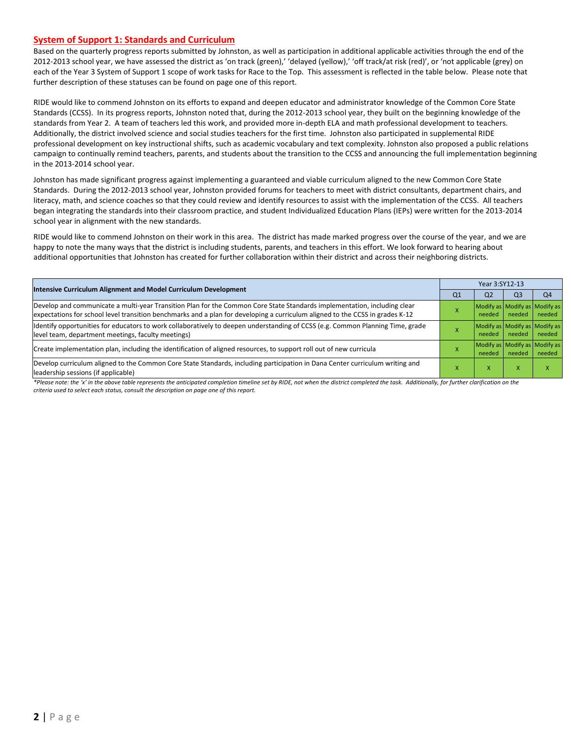## System of Support 1: Standards and Curriculum

Based on the quarterly progress reports submitted by Johnston, as well as participation in additional applicable activities through the end of the 2012-2013 school year, we have assessed the district as 'on track (green),' 'delayed (yellow),' 'off track/at risk (red)', or 'not applicable (grey) on each of the Year 3 System of Support 1 scope of work tasks for Race to the Top. This assessment is reflected in the table below. Please note that further description of these statuses can be found on page one of this report.

RIDE would like to commend Johnston on its efforts to expand and deepen educator and administrator knowledge of the Common Core State Standards (CCSS). In its progress reports, Johnston noted that, during the 2012-2013 school year, they built on the beginning knowledge of the standards from Year 2. A team of teachers led this work, and provided more in-depth ELA and math professional development to teachers. Additionally, the district involved science and social studies teachers for the first time. Johnston also participated in supplemental RIDE professional development on key instructional shifts, such as academic vocabulary and text complexity. Johnston also proposed a public relations campaign to continually remind teachers, parents, and students about the transition to the CCSS and announcing the full implementation beginning in the 2013-2014 school year.

Johnston has made significant progress against implementing a guaranteed and viable curriculum aligned to the new Common Core State Standards. During the 2012-2013 school year, Johnston provided forums for teachers to meet with district consultants, department chairs, and literacy, math, and science coaches so that they could review and identify resources to assist with the implementation of the CCSS. All teachers began integrating the standards into their classroom practice, and student Individualized Education Plans (IEPs) were written for the 2013-2014 school year in alignment with the new standards.

RIDE would like to commend Johnston on their work in this area. The district has made marked progress over the course of the year, and we are happy to note the many ways that the district is including students, parents, and teachers in this effort. We look forward to hearing about additional opportunities that Johnston has created for further collaboration within their district and across their neighboring districts.

| Intensive Curriculum Alignment and Model Curriculum Development | Year 3:SY12-13 | | | |
|---|---|---|---|---|
| | Q1 | Q2 | Q3 | Q4 |
| Develop and communicate a multi-year Transition Plan for the Common Core State Standards implementation, including clear expectations for school level transition benchmarks and a plan for developing a curriculum aligned to the CCSS in grades K-12 | X | Modify as needed | Modify as needed | Modify as needed |
| Identify opportunities for educators to work collaboratively to deepen understanding of CCSS (e.g. Common Planning Time, grade level team, department meetings, faculty meetings) | X | Modify as needed | Modify as needed | Modify as needed |
| Create implementation plan, including the identification of aligned resources, to support roll out of new curricula | X | Modify as needed | Modify as needed | Modify as needed |
| Develop curriculum aligned to the Common Core State Standards, including participation in Dana Center curriculum writing and leadership sessions (if applicable) | X | X | X | X |

*\*Please note: the 'x' in the above table represents the anticipated completion timeline set by RIDE, not when the district completed the task. Additionally, for further clarification on the criteria used to select each status, consult the description on page one of this report.*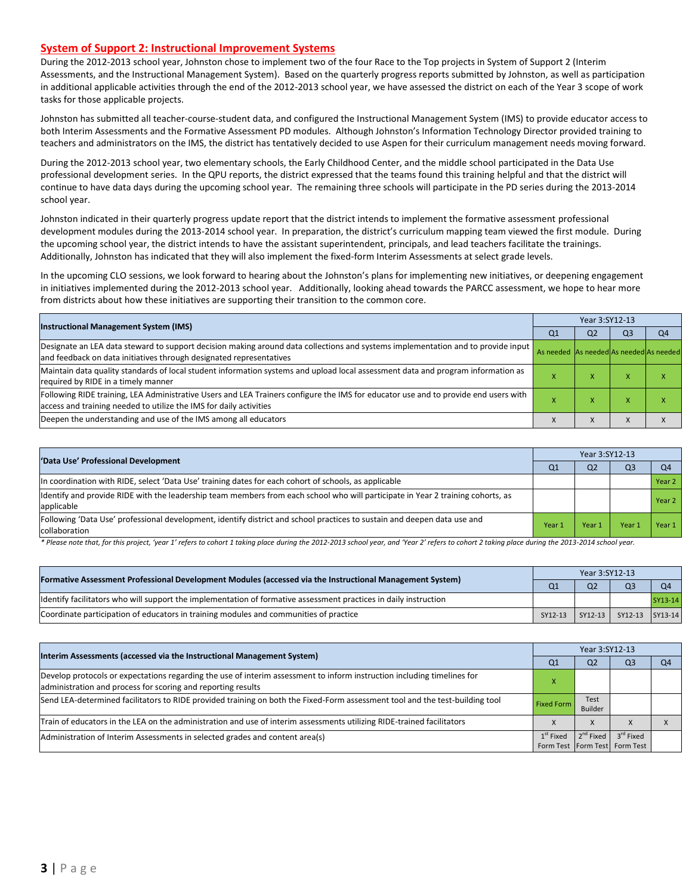## System of Support 2: Instructional Improvement Systems

During the 2012-2013 school year, Johnston chose to implement two of the four Race to the Top projects in System of Support 2 (Interim Assessments, and the Instructional Management System). Based on the quarterly progress reports submitted by Johnston, as well as participation in additional applicable activities through the end of the 2012-2013 school year, we have assessed the district on each of the Year 3 scope of work tasks for those applicable projects.

Johnston has submitted all teacher-course-student data, and configured the Instructional Management System (IMS) to provide educator access to both Interim Assessments and the Formative Assessment PD modules. Although Johnston's Information Technology Director provided training to teachers and administrators on the IMS, the district has tentatively decided to use Aspen for their curriculum management needs moving forward.

During the 2012-2013 school year, two elementary schools, the Early Childhood Center, and the middle school participated in the Data Use professional development series. In the QPU reports, the district expressed that the teams found this training helpful and that the district will continue to have data days during the upcoming school year. The remaining three schools will participate in the PD series during the 2013-2014 school year.

Johnston indicated in their quarterly progress update report that the district intends to implement the formative assessment professional development modules during the 2013-2014 school year. In preparation, the district's curriculum mapping team viewed the first module. During the upcoming school year, the district intends to have the assistant superintendent, principals, and lead teachers facilitate the trainings. Additionally, Johnston has indicated that they will also implement the fixed-form Interim Assessments at select grade levels.

In the upcoming CLO sessions, we look forward to hearing about the Johnston's plans for implementing new initiatives, or deepening engagement in initiatives implemented during the 2012-2013 school year. Additionally, looking ahead towards the PARCC assessment, we hope to hear more from districts about how these initiatives are supporting their transition to the common core.

| Instructional Management System (IMS) | Year 3:SY12-13 | | | |
|---|---|---|---|---|
| | Q1 | Q2 | Q3 | Q4 |
| Designate an LEA data steward to support decision making around data collections and systems implementation and to provide input and feedback on data initiatives through designated representatives | As needed | As needed | As needed | As needed |
| Maintain data quality standards of local student information systems and upload local assessment data and program information as required by RIDE in a timely manner | x | x | x | x |
| Following RIDE training, LEA Administrative Users and LEA Trainers configure the IMS for educator use and to provide end users with access and training needed to utilize the IMS for daily activities | x | x | x | x |
| Deepen the understanding and use of the IMS among all educators | x | x | x | x |

| 'Data Use' Professional Development | Year 3:SY12-13 | | | |
|---|---|---|---|---|
| | Q1 | Q2 | Q3 | Q4 |
| In coordination with RIDE, select 'Data Use' training dates for each cohort of schools, as applicable | | | | Year 2 |
| Identify and provide RIDE with the leadership team members from each school who will participate in Year 2 training cohorts, as applicable | | | | Year 2 |
| Following 'Data Use' professional development, identify district and school practices to sustain and deepen data use and collaboration | Year 1 | Year 1 | Year 1 | Year 1 |

*\* Please note that, for this project, 'year 1' refers to cohort 1 taking place during the 2012-2013 school year, and 'Year 2' refers to cohort 2 taking place during the 2013-2014 school year.*

| Formative Assessment Professional Development Modules (accessed via the Instructional Management System) | Year 3:SY12-13 | | | |
|---|---|---|---|---|
| | Q1 | Q2 | Q3 | Q4 |
| Identify facilitators who will support the implementation of formative assessment practices in daily instruction | | | | SY13-14 |
| Coordinate participation of educators in training modules and communities of practice | SY12-13 | SY12-13 | SY12-13 | SY13-14 |

| Interim Assessments (accessed via the Instructional Management System) | Year 3:SY12-13 | | | |
|---|---|---|---|---|
| | Q1 | Q2 | Q3 | Q4 |
| Develop protocols or expectations regarding the use of interim assessment to inform instruction including timelines for administration and process for scoring and reporting results | x | | | |
| Send LEA-determined facilitators to RIDE provided training on both the Fixed-Form assessment tool and the test-building tool | Fixed Form | Test Builder | | |
| Train of educators in the LEA on the administration and use of interim assessments utilizing RIDE-trained facilitators | x | x | x | x |
| Administration of Interim Assessments in selected grades and content area(s) | 1st Fixed Form Test | 2nd Fixed Form Test | 3rd Fixed Form Test | |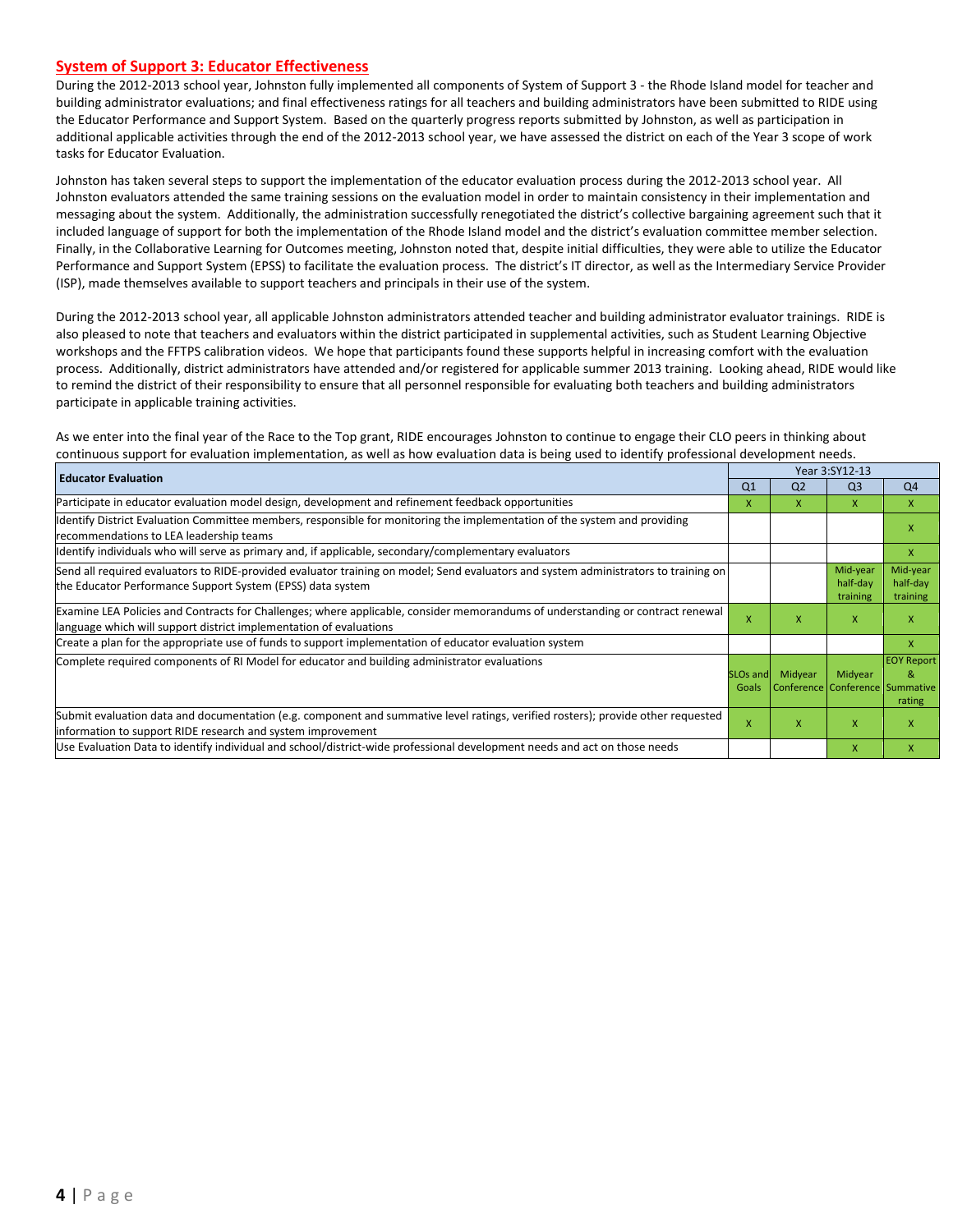## System of Support 3: Educator Effectiveness

During the 2012-2013 school year, Johnston fully implemented all components of System of Support 3 - the Rhode Island model for teacher and building administrator evaluations; and final effectiveness ratings for all teachers and building administrators have been submitted to RIDE using the Educator Performance and Support System. Based on the quarterly progress reports submitted by Johnston, as well as participation in additional applicable activities through the end of the 2012-2013 school year, we have assessed the district on each of the Year 3 scope of work tasks for Educator Evaluation.

Johnston has taken several steps to support the implementation of the educator evaluation process during the 2012-2013 school year. All Johnston evaluators attended the same training sessions on the evaluation model in order to maintain consistency in their implementation and messaging about the system. Additionally, the administration successfully renegotiated the district's collective bargaining agreement such that it included language of support for both the implementation of the Rhode Island model and the district's evaluation committee member selection. Finally, in the Collaborative Learning for Outcomes meeting, Johnston noted that, despite initial difficulties, they were able to utilize the Educator Performance and Support System (EPSS) to facilitate the evaluation process. The district's IT director, as well as the Intermediary Service Provider (ISP), made themselves available to support teachers and principals in their use of the system.

During the 2012-2013 school year, all applicable Johnston administrators attended teacher and building administrator evaluator trainings. RIDE is also pleased to note that teachers and evaluators within the district participated in supplemental activities, such as Student Learning Objective workshops and the FFTPS calibration videos. We hope that participants found these supports helpful in increasing comfort with the evaluation process. Additionally, district administrators have attended and/or registered for applicable summer 2013 training. Looking ahead, RIDE would like to remind the district of their responsibility to ensure that all personnel responsible for evaluating both teachers and building administrators participate in applicable training activities.

As we enter into the final year of the Race to the Top grant, RIDE encourages Johnston to continue to engage their CLO peers in thinking about continuous support for evaluation implementation, as well as how evaluation data is being used to identify professional development needs.

| Educator Evaluation | Year 3:SY12-13 | | | |
|---|---|---|---|---|
| | Q1 | Q2 | Q3 | Q4 |
| Participate in educator evaluation model design, development and refinement feedback opportunities | x | x | x | x |
| Identify District Evaluation Committee members, responsible for monitoring the implementation of the system and providing recommendations to LEA leadership teams | | | | x |
| Identify individuals who will serve as primary and, if applicable, secondary/complementary evaluators | | | | x |
| Send all required evaluators to RIDE-provided evaluator training on model; Send evaluators and system administrators to training on the Educator Performance Support System (EPSS) data system | | | Mid-year half-day training | Mid-year half-day training |
| Examine LEA Policies and Contracts for Challenges; where applicable, consider memorandums of understanding or contract renewal language which will support district implementation of evaluations | x | x | x | x |
| Create a plan for the appropriate use of funds to support implementation of educator evaluation system | | | | x |
| Complete required components of RI Model for educator and building administrator evaluations | SLOs and Goals | Midyear Conference | Midyear Conference | EOY Report & Summative rating |
| Submit evaluation data and documentation (e.g. component and summative level ratings, verified rosters); provide other requested information to support RIDE research and system improvement | x | x | x | x |
| Use Evaluation Data to identify individual and school/district-wide professional development needs and act on those needs | | | x | x |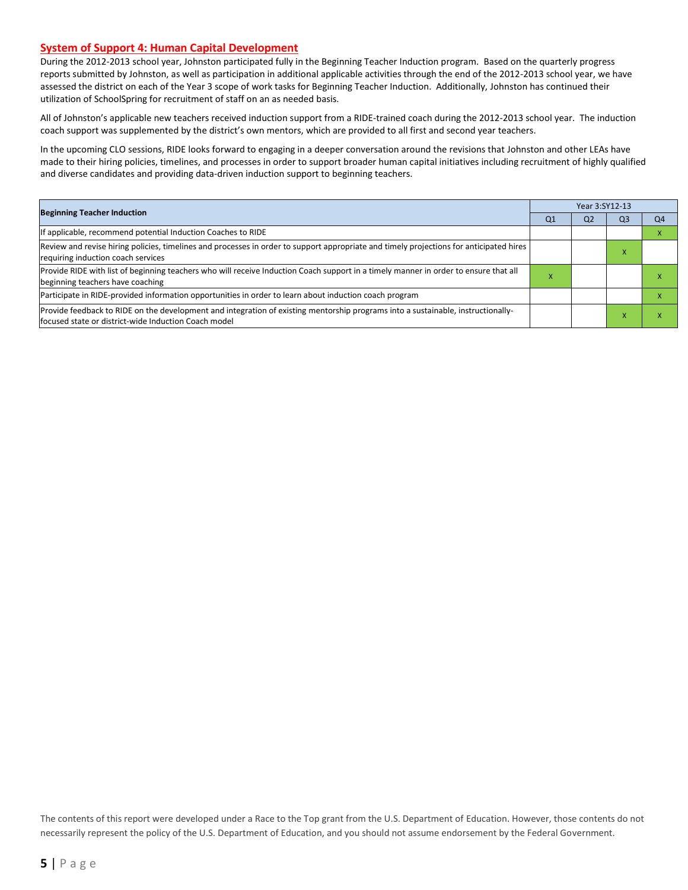## System of Support 4: Human Capital Development

During the 2012-2013 school year, Johnston participated fully in the Beginning Teacher Induction program. Based on the quarterly progress reports submitted by Johnston, as well as participation in additional applicable activities through the end of the 2012-2013 school year, we have assessed the district on each of the Year 3 scope of work tasks for Beginning Teacher Induction. Additionally, Johnston has continued their utilization of SchoolSpring for recruitment of staff on an as needed basis.

All of Johnston's applicable new teachers received induction support from a RIDE-trained coach during the 2012-2013 school year. The induction coach support was supplemented by the district's own mentors, which are provided to all first and second year teachers.

In the upcoming CLO sessions, RIDE looks forward to engaging in a deeper conversation around the revisions that Johnston and other LEAs have made to their hiring policies, timelines, and processes in order to support broader human capital initiatives including recruitment of highly qualified and diverse candidates and providing data-driven induction support to beginning teachers.

| Beginning Teacher Induction | Year 3:SY12-13 | | | |
|---|---|---|---|---|
| | Q1 | Q2 | Q3 | Q4 |
| If applicable, recommend potential Induction Coaches to RIDE | | | | x |
| Review and revise hiring policies, timelines and processes in order to support appropriate and timely projections for anticipated hires requiring induction coach services | | | x | |
| Provide RIDE with list of beginning teachers who will receive Induction Coach support in a timely manner in order to ensure that all beginning teachers have coaching | x | | | x |
| Participate in RIDE-provided information opportunities in order to learn about induction coach program | | | | x |
| Provide feedback to RIDE on the development and integration of existing mentorship programs into a sustainable, instructionally-focused state or district-wide Induction Coach model | | | x | x |

The contents of this report were developed under a Race to the Top grant from the U.S. Department of Education. However, those contents do not necessarily represent the policy of the U.S. Department of Education, and you should not assume endorsement by the Federal Government.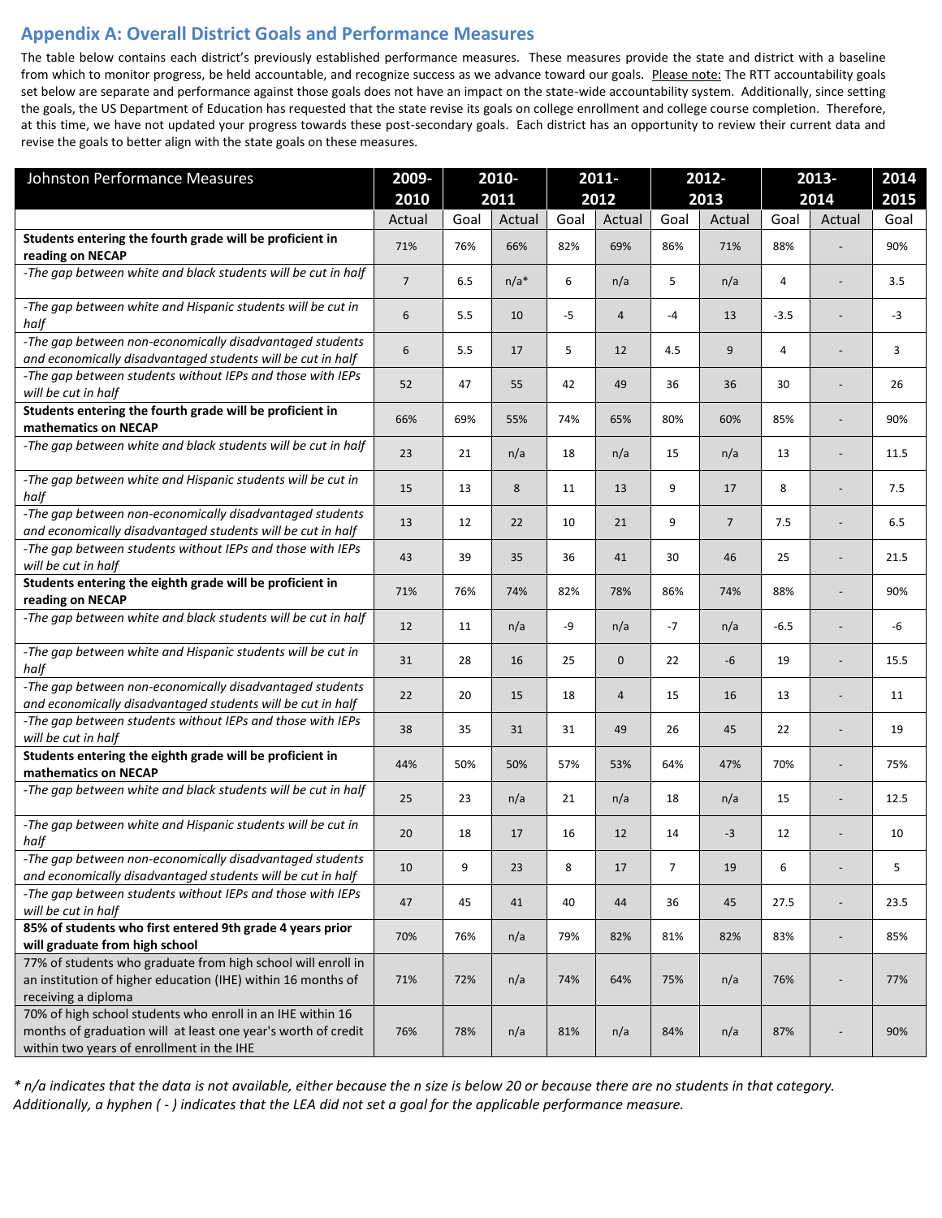## Appendix A: Overall District Goals and Performance Measures

The table below contains each district's previously established performance measures. These measures provide the state and district with a baseline from which to monitor progress, be held accountable, and recognize success as we advance toward our goals. Please note: The RTT accountability goals set below are separate and performance against those goals does not have an impact on the state-wide accountability system. Additionally, since setting the goals, the US Department of Education has requested that the state revise its goals on college enrollment and college course completion. Therefore, at this time, we have not updated your progress towards these post-secondary goals. Each district has an opportunity to review their current data and revise the goals to better align with the state goals on these measures.

| Johnston Performance Measures | 2009-2010 | 2010-2011 | | 2011-2012 | | 2012-2013 | | 2013-2014 | | 2014 2015 |
|---|---|---|---|---|---|---|---|---|---|---|
| | Actual | Goal | Actual | Goal | Actual | Goal | Actual | Goal | Actual | Goal |
| **Students entering the fourth grade will be proficient in reading on NECAP** | 71% | 76% | 66% | 82% | 69% | 86% | 71% | 88% | - | 90% |
| *-The gap between white and black students will be cut in half* | 7 | 6.5 | n/a* | 6 | n/a | 5 | n/a | 4 | - | 3.5 |
| *-The gap between white and Hispanic students will be cut in half* | 6 | 5.5 | 10 | -5 | 4 | -4 | 13 | -3.5 | - | -3 |
| *-The gap between non-economically disadvantaged students and economically disadvantaged students will be cut in half* | 6 | 5.5 | 17 | 5 | 12 | 4.5 | 9 | 4 | - | 3 |
| *-The gap between students without IEPs and those with IEPs will be cut in half* | 52 | 47 | 55 | 42 | 49 | 36 | 36 | 30 | - | 26 |
| **Students entering the fourth grade will be proficient in mathematics on NECAP** | 66% | 69% | 55% | 74% | 65% | 80% | 60% | 85% | - | 90% |
| *-The gap between white and black students will be cut in half* | 23 | 21 | n/a | 18 | n/a | 15 | n/a | 13 | - | 11.5 |
| *-The gap between white and Hispanic students will be cut in half* | 15 | 13 | 8 | 11 | 13 | 9 | 17 | 8 | - | 7.5 |
| *-The gap between non-economically disadvantaged students and economically disadvantaged students will be cut in half* | 13 | 12 | 22 | 10 | 21 | 9 | 7 | 7.5 | - | 6.5 |
| *-The gap between students without IEPs and those with IEPs will be cut in half* | 43 | 39 | 35 | 36 | 41 | 30 | 46 | 25 | - | 21.5 |
| **Students entering the eighth grade will be proficient in reading on NECAP** | 71% | 76% | 74% | 82% | 78% | 86% | 74% | 88% | - | 90% |
| *-The gap between white and black students will be cut in half* | 12 | 11 | n/a | -9 | n/a | -7 | n/a | -6.5 | - | -6 |
| *-The gap between white and Hispanic students will be cut in half* | 31 | 28 | 16 | 25 | 0 | 22 | -6 | 19 | - | 15.5 |
| *-The gap between non-economically disadvantaged students and economically disadvantaged students will be cut in half* | 22 | 20 | 15 | 18 | 4 | 15 | 16 | 13 | - | 11 |
| *-The gap between students without IEPs and those with IEPs will be cut in half* | 38 | 35 | 31 | 31 | 49 | 26 | 45 | 22 | - | 19 |
| **Students entering the eighth grade will be proficient in mathematics on NECAP** | 44% | 50% | 50% | 57% | 53% | 64% | 47% | 70% | - | 75% |
| *-The gap between white and black students will be cut in half* | 25 | 23 | n/a | 21 | n/a | 18 | n/a | 15 | - | 12.5 |
| *-The gap between white and Hispanic students will be cut in half* | 20 | 18 | 17 | 16 | 12 | 14 | -3 | 12 | - | 10 |
| *-The gap between non-economically disadvantaged students and economically disadvantaged students will be cut in half* | 10 | 9 | 23 | 8 | 17 | 7 | 19 | 6 | - | 5 |
| *-The gap between students without IEPs and those with IEPs will be cut in half* | 47 | 45 | 41 | 40 | 44 | 36 | 45 | 27.5 | - | 23.5 |
| **85% of students who first entered 9th grade 4 years prior will graduate from high school** | 70% | 76% | n/a | 79% | 82% | 81% | 82% | 83% | - | 85% |
| 77% of students who graduate from high school will enroll in an institution of higher education (IHE) within 16 months of receiving a diploma | 71% | 72% | n/a | 74% | 64% | 75% | n/a | 76% | - | 77% |
| 70% of high school students who enroll in an IHE within 16 months of graduation will at least one year's worth of credit within two years of enrollment in the IHE | 76% | 78% | n/a | 81% | n/a | 84% | n/a | 87% | - | 90% |

*\* n/a indicates that the data is not available, either because the n size is below 20 or because there are no students in that category. Additionally, a hyphen ( - ) indicates that the LEA did not set a goal for the applicable performance measure.*